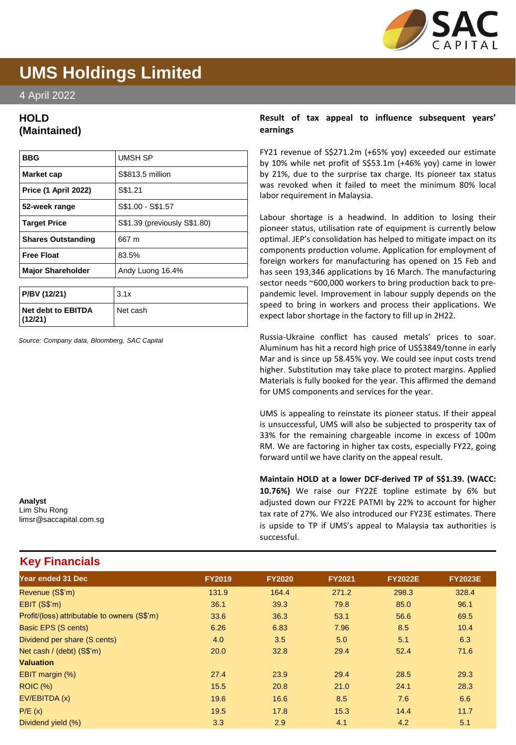# UMS Holdings Limited

4 April 2022

## HOLD (Maintained)

| BBG | UMSH SP |
|---|---|
| Market cap | S$813.5 million |
| Price (1 April 2022) | S$1.21 |
| 52-week range | S$1.00 - S$1.57 |
| Target Price | S$1.39 (previously S$1.80) |
| Shares Outstanding | 667 m |
| Free Float | 83.5% |
| Major Shareholder | Andy Luong 16.4% |

| P/BV (12/21) | 3.1x |
|---|---|
| Net debt to EBITDA (12/21) | Net cash |

*Source: Company data, Bloomberg, SAC Capital*

**Analyst**
Lim Shu Rong
limsr@saccapital.com.sg

### Result of tax appeal to influence subsequent years' earnings

FY21 revenue of S$271.2m (+65% yoy) exceeded our estimate by 10% while net profit of S$53.1m (+46% yoy) came in lower by 21%, due to the surprise tax charge. Its pioneer tax status was revoked when it failed to meet the minimum 80% local labor requirement in Malaysia.

Labour shortage is a headwind. In addition to losing their pioneer status, utilisation rate of equipment is currently below optimal. JEP's consolidation has helped to mitigate impact on its components production volume. Application for employment of foreign workers for manufacturing has opened on 15 Feb and has seen 193,346 applications by 16 March. The manufacturing sector needs ~600,000 workers to bring production back to pre-pandemic level. Improvement in labour supply depends on the speed to bring in workers and process their applications. We expect labor shortage in the factory to fill up in 2H22.

Russia-Ukraine conflict has caused metals' prices to soar. Aluminum has hit a record high price of US$3849/tonne in early Mar and is since up 58.45% yoy. We could see input costs trend higher. Substitution may take place to protect margins. Applied Materials is fully booked for the year. This affirmed the demand for UMS components and services for the year.

UMS is appealing to reinstate its pioneer status. If their appeal is unsuccessful, UMS will also be subjected to prosperity tax of 33% for the remaining chargeable income in excess of 100m RM. We are factoring in higher tax costs, especially FY22, going forward until we have clarity on the appeal result.

**Maintain HOLD at a lower DCF-derived TP of S$1.39. (WACC: 10.76%)** We raise our FY22E topline estimate by 6% but adjusted down our FY22E PATMI by 22% to account for higher tax rate of 27%. We also introduced our FY23E estimates. There is upside to TP if UMS's appeal to Malaysia tax authorities is successful.

## Key Financials

| Year ended 31 Dec | FY2019 | FY2020 | FY2021 | FY2022E | FY2023E |
|---|---|---|---|---|---|
| Revenue (S$'m) | 131.9 | 164.4 | 271.2 | 298.3 | 328.4 |
| EBIT (S$'m) | 36.1 | 39.3 | 79.8 | 85.0 | 96.1 |
| Profit/(loss) attributable to owners (S$'m) | 33.6 | 36.3 | 53.1 | 56.6 | 69.5 |
| Basic EPS (S cents) | 6.26 | 6.83 | 7.96 | 8.5 | 10.4 |
| Dividend per share (S cents) | 4.0 | 3.5 | 5.0 | 5.1 | 6.3 |
| Net cash / (debt) (S$'m) | 20.0 | 32.8 | 29.4 | 52.4 | 71.6 |
| **Valuation** | | | | | |
| EBIT margin (%) | 27.4 | 23.9 | 29.4 | 28.5 | 29.3 |
| ROIC (%) | 15.5 | 20.8 | 21.0 | 24.1 | 28.3 |
| EV/EBITDA (x) | 19.6 | 16.6 | 8.5 | 7.6 | 6.6 |
| P/E (x) | 19.5 | 17.8 | 15.3 | 14.4 | 11.7 |
| Dividend yield (%) | 3.3 | 2.9 | 4.1 | 4.2 | 5.1 |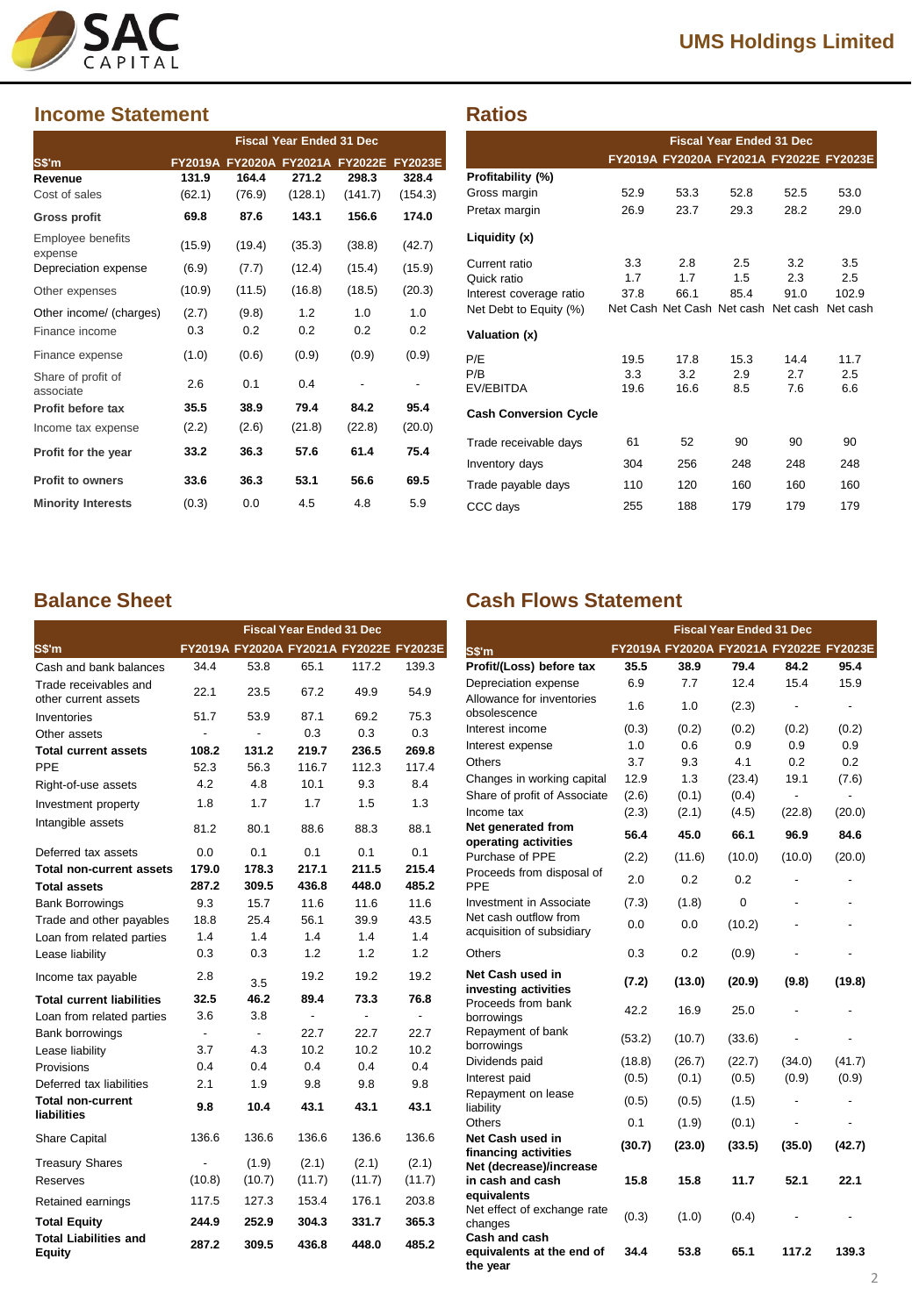## Income Statement

| S$'m | FY2019A | FY2020A | FY2021A | FY2022E | FY2023E |
|---|---|---|---|---|---|
| | Fiscal Year Ended 31 Dec | | | | |
| **Revenue** | **131.9** | **164.4** | **271.2** | **298.3** | **328.4** |
| Cost of sales | (62.1) | (76.9) | (128.1) | (141.7) | (154.3) |
| **Gross profit** | **69.8** | **87.6** | **143.1** | **156.6** | **174.0** |
| Employee benefits expense | (15.9) | (19.4) | (35.3) | (38.8) | (42.7) |
| Depreciation expense | (6.9) | (7.7) | (12.4) | (15.4) | (15.9) |
| Other expenses | (10.9) | (11.5) | (16.8) | (18.5) | (20.3) |
| Other income/ (charges) | (2.7) | (9.8) | 1.2 | 1.0 | 1.0 |
| Finance income | 0.3 | 0.2 | 0.2 | 0.2 | 0.2 |
| Finance expense | (1.0) | (0.6) | (0.9) | (0.9) | (0.9) |
| Share of profit of associate | 2.6 | 0.1 | 0.4 | - | - |
| **Profit before tax** | **35.5** | **38.9** | **79.4** | **84.2** | **95.4** |
| Income tax expense | (2.2) | (2.6) | (21.8) | (22.8) | (20.0) |
| **Profit for the year** | **33.2** | **36.3** | **57.6** | **61.4** | **75.4** |
| **Profit to owners** | **33.6** | **36.3** | **53.1** | **56.6** | **69.5** |
| **Minority Interests** | (0.3) | 0.0 | 4.5 | 4.8 | 5.9 |

## Ratios

| | FY2019A | FY2020A | FY2021A | FY2022E | FY2023E |
|---|---|---|---|---|---|
| | Fiscal Year Ended 31 Dec | | | | |
| **Profitability (%)** | | | | | |
| Gross margin | 52.9 | 53.3 | 52.8 | 52.5 | 53.0 |
| Pretax margin | 26.9 | 23.7 | 29.3 | 28.2 | 29.0 |
| **Liquidity (x)** | | | | | |
| Current ratio | 3.3 | 2.8 | 2.5 | 3.2 | 3.5 |
| Quick ratio | 1.7 | 1.7 | 1.5 | 2.3 | 2.5 |
| Interest coverage ratio | 37.8 | 66.1 | 85.4 | 91.0 | 102.9 |
| Net Debt to Equity (%) | Net Cash | Net Cash | Net cash | Net cash | Net cash |
| **Valuation (x)** | | | | | |
| P/E | 19.5 | 17.8 | 15.3 | 14.4 | 11.7 |
| P/B | 3.3 | 3.2 | 2.9 | 2.7 | 2.5 |
| EV/EBITDA | 19.6 | 16.6 | 8.5 | 7.6 | 6.6 |
| **Cash Conversion Cycle** | | | | | |
| Trade receivable days | 61 | 52 | 90 | 90 | 90 |
| Inventory days | 304 | 256 | 248 | 248 | 248 |
| Trade payable days | 110 | 120 | 160 | 160 | 160 |
| CCC days | 255 | 188 | 179 | 179 | 179 |

## Balance Sheet

| S$'m | FY2019A | FY2020A | FY2021A | FY2022E | FY2023E |
|---|---|---|---|---|---|
| | Fiscal Year Ended 31 Dec | | | | |
| Cash and bank balances | 34.4 | 53.8 | 65.1 | 117.2 | 139.3 |
| Trade receivables and other current assets | 22.1 | 23.5 | 67.2 | 49.9 | 54.9 |
| Inventories | 51.7 | 53.9 | 87.1 | 69.2 | 75.3 |
| Other assets | - | - | 0.3 | 0.3 | 0.3 |
| **Total current assets** | **108.2** | **131.2** | **219.7** | **236.5** | **269.8** |
| PPE | 52.3 | 56.3 | 116.7 | 112.3 | 117.4 |
| Right-of-use assets | 4.2 | 4.8 | 10.1 | 9.3 | 8.4 |
| Investment property | 1.8 | 1.7 | 1.7 | 1.5 | 1.3 |
| Intangible assets | 81.2 | 80.1 | 88.6 | 88.3 | 88.1 |
| Deferred tax assets | 0.0 | 0.1 | 0.1 | 0.1 | 0.1 |
| **Total non-current assets** | **179.0** | **178.3** | **217.1** | **211.5** | **215.4** |
| **Total assets** | **287.2** | **309.5** | **436.8** | **448.0** | **485.2** |
| Bank Borrowings | 9.3 | 15.7 | 11.6 | 11.6 | 11.6 |
| Trade and other payables | 18.8 | 25.4 | 56.1 | 39.9 | 43.5 |
| Loan from related parties | 1.4 | 1.4 | 1.4 | 1.4 | 1.4 |
| Lease liability | 0.3 | 0.3 | 1.2 | 1.2 | 1.2 |
| Income tax payable | 2.8 | 3.5 | 19.2 | 19.2 | 19.2 |
| **Total current liabilities** | **32.5** | **46.2** | **89.4** | **73.3** | **76.8** |
| Loan from related parties | 3.6 | 3.8 | - | - | - |
| Bank borrowings | - | - | 22.7 | 22.7 | 22.7 |
| Lease liability | 3.7 | 4.3 | 10.2 | 10.2 | 10.2 |
| Provisions | 0.4 | 0.4 | 0.4 | 0.4 | 0.4 |
| Deferred tax liabilities | 2.1 | 1.9 | 9.8 | 9.8 | 9.8 |
| **Total non-current liabilities** | **9.8** | **10.4** | **43.1** | **43.1** | **43.1** |
| Share Capital | 136.6 | 136.6 | 136.6 | 136.6 | 136.6 |
| Treasury Shares | - | (1.9) | (2.1) | (2.1) | (2.1) |
| Reserves | (10.8) | (10.7) | (11.7) | (11.7) | (11.7) |
| Retained earnings | 117.5 | 127.3 | 153.4 | 176.1 | 203.8 |
| **Total Equity** | **244.9** | **252.9** | **304.3** | **331.7** | **365.3** |
| **Total Liabilities and Equity** | **287.2** | **309.5** | **436.8** | **448.0** | **485.2** |

## Cash Flows Statement

| S$'m | FY2019A | FY2020A | FY2021A | FY2022E | FY2023E |
|---|---|---|---|---|---|
| | Fiscal Year Ended 31 Dec | | | | |
| **Profit/(Loss) before tax** | **35.5** | **38.9** | **79.4** | **84.2** | **95.4** |
| Depreciation expense | 6.9 | 7.7 | 12.4 | 15.4 | 15.9 |
| Allowance for inventories obsolescence | 1.6 | 1.0 | (2.3) | - | - |
| Interest income | (0.3) | (0.2) | (0.2) | (0.2) | (0.2) |
| Interest expense | 1.0 | 0.6 | 0.9 | 0.9 | 0.9 |
| Others | 3.7 | 9.3 | 4.1 | 0.2 | 0.2 |
| Changes in working capital | 12.9 | 1.3 | (23.4) | 19.1 | (7.6) |
| Share of profit of Associate | (2.6) | (0.1) | (0.4) | - | - |
| Income tax | (2.3) | (2.1) | (4.5) | (22.8) | (20.0) |
| **Net generated from operating activities** | **56.4** | **45.0** | **66.1** | **96.9** | **84.6** |
| Purchase of PPE | (2.2) | (11.6) | (10.0) | (10.0) | (20.0) |
| Proceeds from disposal of PPE | 2.0 | 0.2 | 0.2 | - | - |
| Investment in Associate | (7.3) | (1.8) | 0 | - | - |
| Net cash outflow from acquisition of subsidiary | 0.0 | 0.0 | (10.2) | - | - |
| Others | 0.3 | 0.2 | (0.9) | - | - |
| **Net Cash used in investing activities** | **(7.2)** | **(13.0)** | **(20.9)** | **(9.8)** | **(19.8)** |
| Proceeds from bank borrowings | 42.2 | 16.9 | 25.0 | - | - |
| Repayment of bank borrowings | (53.2) | (10.7) | (33.6) | - | - |
| Dividends paid | (18.8) | (26.7) | (22.7) | (34.0) | (41.7) |
| Interest paid | (0.5) | (0.1) | (0.5) | (0.9) | (0.9) |
| Repayment on lease liability | (0.5) | (0.5) | (1.5) | - | - |
| Others | 0.1 | (1.9) | (0.1) | - | - |
| **Net Cash used in financing activities** | **(30.7)** | **(23.0)** | **(33.5)** | **(35.0)** | **(42.7)** |
| **Net (decrease)/increase in cash and cash equivalents** | **15.8** | **15.8** | **11.7** | **52.1** | **22.1** |
| Net effect of exchange rate changes | (0.3) | (1.0) | (0.4) | - | - |
| **Cash and cash equivalents at the end of the year** | **34.4** | **53.8** | **65.1** | **117.2** | **139.3** |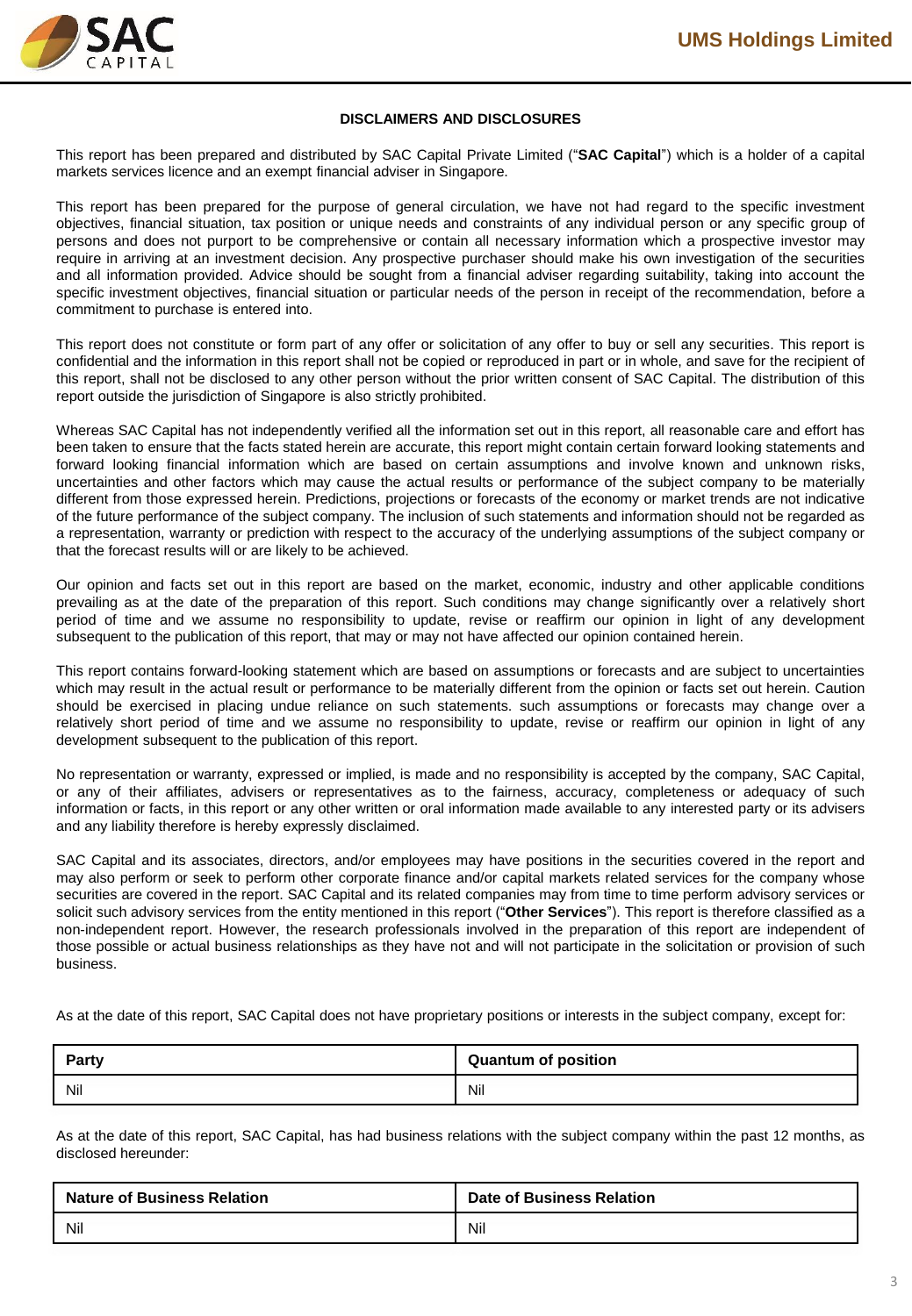## DISCLAIMERS AND DISCLOSURES

This report has been prepared and distributed by SAC Capital Private Limited ("**SAC Capital**") which is a holder of a capital markets services licence and an exempt financial adviser in Singapore.

This report has been prepared for the purpose of general circulation, we have not had regard to the specific investment objectives, financial situation, tax position or unique needs and constraints of any individual person or any specific group of persons and does not purport to be comprehensive or contain all necessary information which a prospective investor may require in arriving at an investment decision. Any prospective purchaser should make his own investigation of the securities and all information provided. Advice should be sought from a financial adviser regarding suitability, taking into account the specific investment objectives, financial situation or particular needs of the person in receipt of the recommendation, before a commitment to purchase is entered into.

This report does not constitute or form part of any offer or solicitation of any offer to buy or sell any securities. This report is confidential and the information in this report shall not be copied or reproduced in part or in whole, and save for the recipient of this report, shall not be disclosed to any other person without the prior written consent of SAC Capital. The distribution of this report outside the jurisdiction of Singapore is also strictly prohibited.

Whereas SAC Capital has not independently verified all the information set out in this report, all reasonable care and effort has been taken to ensure that the facts stated herein are accurate, this report might contain certain forward looking statements and forward looking financial information which are based on certain assumptions and involve known and unknown risks, uncertainties and other factors which may cause the actual results or performance of the subject company to be materially different from those expressed herein. Predictions, projections or forecasts of the economy or market trends are not indicative of the future performance of the subject company. The inclusion of such statements and information should not be regarded as a representation, warranty or prediction with respect to the accuracy of the underlying assumptions of the subject company or that the forecast results will or are likely to be achieved.

Our opinion and facts set out in this report are based on the market, economic, industry and other applicable conditions prevailing as at the date of the preparation of this report. Such conditions may change significantly over a relatively short period of time and we assume no responsibility to update, revise or reaffirm our opinion in light of any development subsequent to the publication of this report, that may or may not have affected our opinion contained herein.

This report contains forward-looking statement which are based on assumptions or forecasts and are subject to uncertainties which may result in the actual result or performance to be materially different from the opinion or facts set out herein. Caution should be exercised in placing undue reliance on such statements. such assumptions or forecasts may change over a relatively short period of time and we assume no responsibility to update, revise or reaffirm our opinion in light of any development subsequent to the publication of this report.

No representation or warranty, expressed or implied, is made and no responsibility is accepted by the company, SAC Capital, or any of their affiliates, advisers or representatives as to the fairness, accuracy, completeness or adequacy of such information or facts, in this report or any other written or oral information made available to any interested party or its advisers and any liability therefore is hereby expressly disclaimed.

SAC Capital and its associates, directors, and/or employees may have positions in the securities covered in the report and may also perform or seek to perform other corporate finance and/or capital markets related services for the company whose securities are covered in the report. SAC Capital and its related companies may from time to time perform advisory services or solicit such advisory services from the entity mentioned in this report ("**Other Services**"). This report is therefore classified as a non-independent report. However, the research professionals involved in the preparation of this report are independent of those possible or actual business relationships as they have not and will not participate in the solicitation or provision of such business.

As at the date of this report, SAC Capital does not have proprietary positions or interests in the subject company, except for:

| Party | Quantum of position |
|---|---|
| Nil | Nil |

As at the date of this report, SAC Capital, has had business relations with the subject company within the past 12 months, as disclosed hereunder:

| Nature of Business Relation | Date of Business Relation |
|---|---|
| Nil | Nil |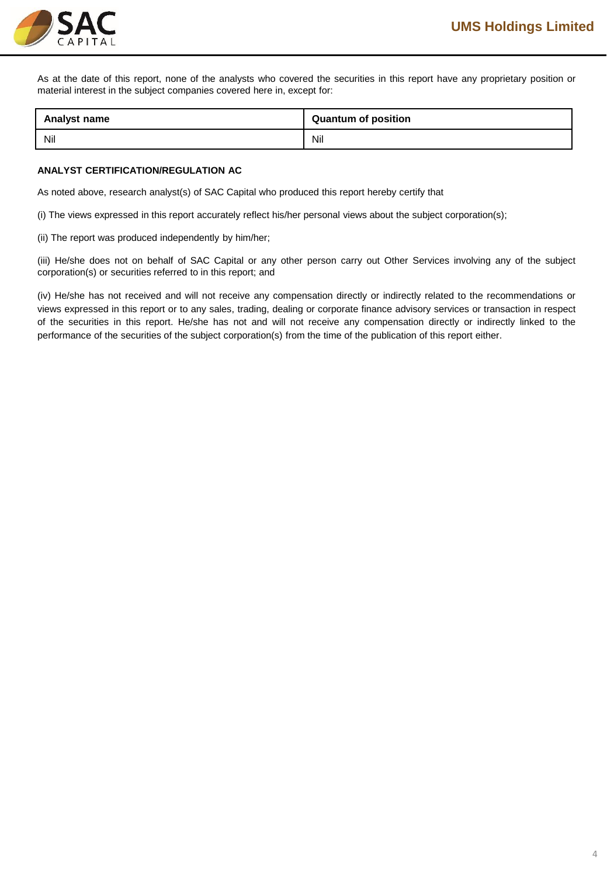As at the date of this report, none of the analysts who covered the securities in this report have any proprietary position or material interest in the subject companies covered here in, except for:

| Analyst name | Quantum of position |
| --- | --- |
| Nil | Nil |

**ANALYST CERTIFICATION/REGULATION AC**

As noted above, research analyst(s) of SAC Capital who produced this report hereby certify that

(i) The views expressed in this report accurately reflect his/her personal views about the subject corporation(s);

(ii) The report was produced independently by him/her;

(iii) He/she does not on behalf of SAC Capital or any other person carry out Other Services involving any of the subject corporation(s) or securities referred to in this report; and

(iv) He/she has not received and will not receive any compensation directly or indirectly related to the recommendations or views expressed in this report or to any sales, trading, dealing or corporate finance advisory services or transaction in respect of the securities in this report. He/she has not and will not receive any compensation directly or indirectly linked to the performance of the securities of the subject corporation(s) from the time of the publication of this report either.